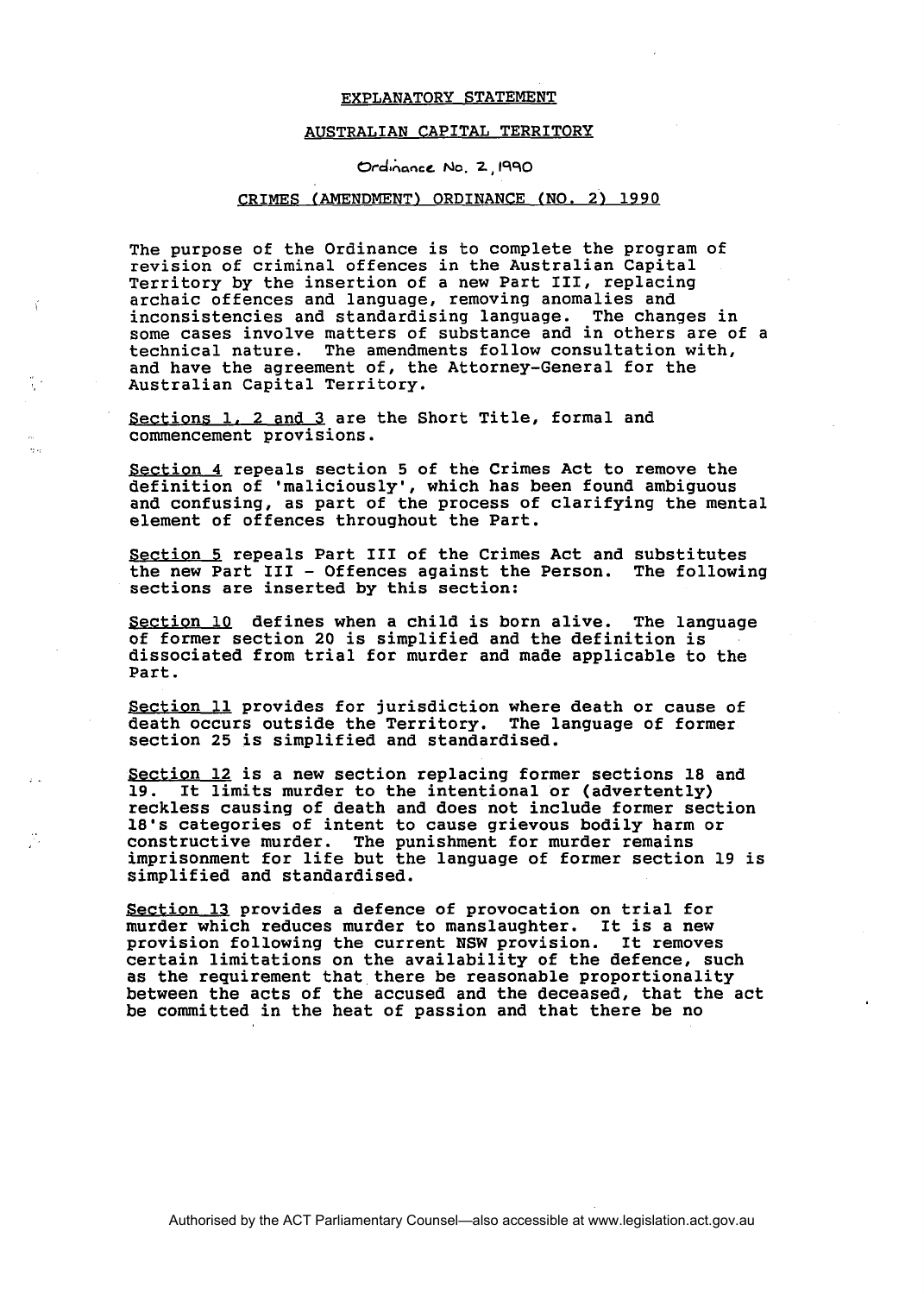EXPLANATORY STATEMENT

AUSTRALIAN CAPITAL TERRITORY

Ordinance No. 2, 1990

CRIMES (AMENDMENT) ORDINANCE (NO. 2) 1990

The purpose of the Ordinance is to complete the program of revision of criminal offences in the Australian Capital Territory by the insertion of a new Part III, replacing archaic offences and language, removing anomalies and inconsistencies and standardising language. The changes in some cases involve matters of substance and in others are of a technical nature. The amendments follow consultation with, and have the agreement of, the Attorney-General for the Australian Capital Territory.

Sections 1, 2 and 3 are the Short Title, formal and commencement provisions.

Section 4 repeals section 5 of the Crimes Act to remove the definition of 'maliciously', which has been found ambiguous and confusing, as part of the process of clarifying the mental element of offences throughout the Part.

Section 5 repeals Part III of the Crimes Act and substitutes the new Part III - Offences against the Person. The following sections are inserted by this section:

Section 10 defines when a child is born alive. The language of former section 20 is simplified and the definition is dissociated from trial for murder and made applicable to the Part.

Section 11 provides for jurisdiction where death or cause of death occurs outside the Territory. The language of former section 25 is simplified and standardised.

Section 12 is a new section replacing former sections 18 and 19. It limits murder to the intentional or (advertently) reckless causing of death and does not include former section 18's categories of intent to cause grievous bodily harm or constructive murder. The punishment for murder remains imprisonment for life but the language of former section 19 is simplified and standardised.

Section 13 provides a defence of provocation on trial for murder which reduces murder to manslaughter. It is a new provision following the current NSW provision. It removes certain limitations on the availability of the defence, such as the requirement that there be reasonable proportionality between the acts of the accused and the deceased, that the act be committed in the heat of passion and that there be no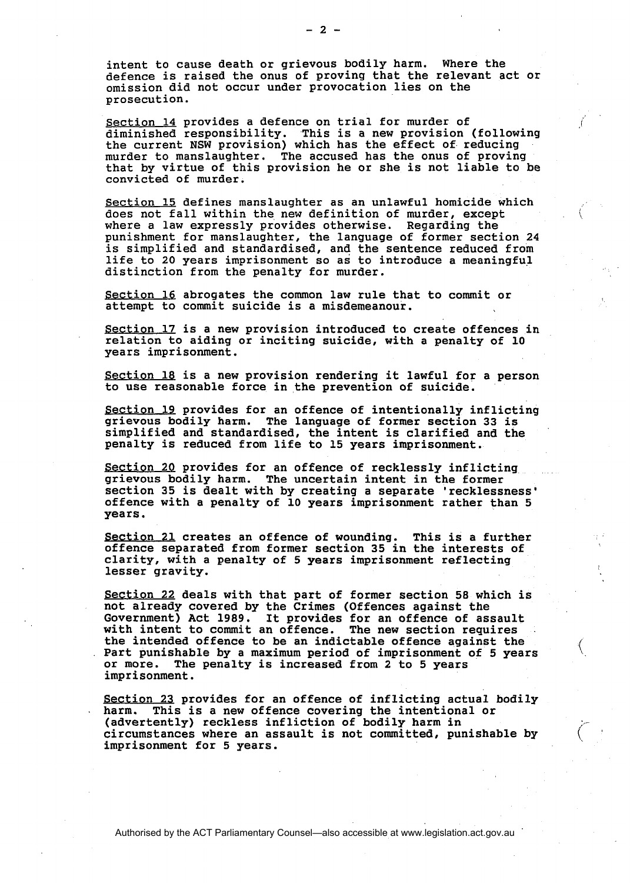intent to cause death or grievous bodily harm. Where the defence is raised the onus of proving that the relevant act or omission did not occur under provocation lies on the prosecution.

Section 14 provides a defence on trial for murder of diminished responsibility. This is a new provision (following the current NSW provision) which has the effect of reducing murder to manslaughter. The accused has the onus of proving that by virtue of this provision he or she is not liable to be convicted of murder.

Section 15 defines manslaughter as an unlawful homicide which does not fall within the new definition of murder, except where a law expressly provides otherwise. Regarding the punishment for manslaughter, the language of former section 24 is simplified and standardised, and the sentence reduced from life to 20 years imprisonment so as to introduce a meaningful distinction from the penalty for murder.

Section 16 abrogates the common law rule that to commit or attempt to commit suicide is a misdemeanour.

Section 17 is a new provision introduced to create offences in relation to aiding or inciting suicide, with a penalty of 10 years imprisonment.

Section 18 is a new provision rendering it lawful for a person to use reasonable force in the prevention of suicide.

Section 19 provides for an offence of intentionally inflicting grievous bodily harm. The language of former section 33 is simplified and standardised, the intent is clarified and the penalty is reduced from life to 15 years imprisonment.

Section 20 provides for an offence of recklessly inflicting grievous bodily harm. The uncertain intent in the former section 35 is dealt with by creating a separate 'recklessness' offence with a penalty of 10 years imprisonment rather than 5 years.

Section 21 creates an offence of wounding. This is a further offence separated from former section 35 in the interests of clarity, with a penalty of 5 years imprisonment reflecting lesser gravity.

Section 22 deals with that part of former section 58 which is not already covered by the Crimes (Offences against the Government) Act 1989. It provides for an offence of assault with intent to commit an offence. The new section requires the intended offence to be an indictable offence against the Part punishable by a maximum period of imprisonment of 5 years or more. The penalty is increased from 2 to 5 years imprisonment.

Section 23 provides for an offence of inflicting actual bodily harm. This is a new offence covering the intentional or (advertently) reckless infliction of bodily harm in circumstances where an assault is not committed, punishable by imprisonment for 5 years.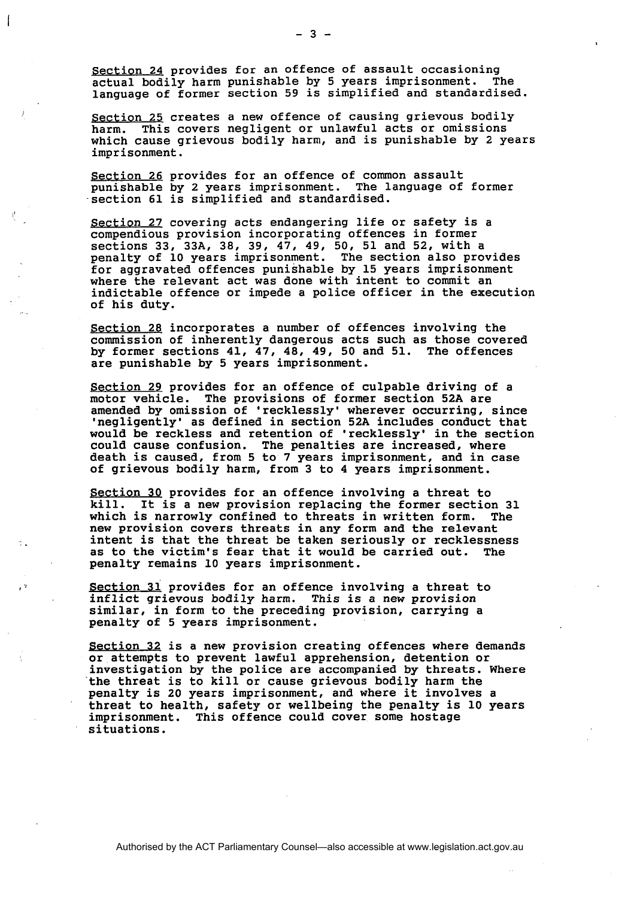Section 24 provides for an offence of assault occasioning actual bodily harm punishable by 5 years imprisonment. The language of former section 59 is simplified and standardised.

Section 25 creates a new offence of causing grievous bodily harm. This covers negligent or unlawful acts or omissions which cause grievous bodily harm, and is punishable by 2 years imprisonment.

Section 26 provides for an offence of common assault punishable by 2 years imprisonment. The language of former section 61 is simplified and standardised.

Section 27 covering acts endangering life or safety is a compendious provision incorporating offences in former sections 33, 33A, 38, 39, 47, 49, 50, 51 and 52, with a penalty of 10 years imprisonment. The section also provides for aggravated offences punishable by 15 years imprisonment where the relevant act was done with intent to commit an indictable offence or impede a police officer in the execution of his duty.

Section 28 incorporates a number of offences involving the commission of inherently dangerous acts such as those covered by former sections 41, 47, 48, 49, 50 and 51. The offences are punishable by 5 years imprisonment.

Section 29 provides for an offence of culpable driving of a motor vehicle. The provisions of former section 52A are amended by omission of 'recklessly' wherever occurring, since 'negligently' as defined in section 52A includes conduct that would be reckless and retention of 'recklessly' in the section could cause confusion. The penalties are increased, where death is caused, from 5 to 7 years imprisonment, and in case of grievous bodily harm, from 3 to 4 years imprisonment.

Section 30 provides for an offence involving a threat to kill. It is a new provision replacing the former section 31 which is narrowly confined to threats in written form. The new provision covers threats in any form and the relevant intent is that the threat be taken seriously or recklessness as to the victim's fear that it would be carried out. The penalty remains 10 years imprisonment.

Section 31 provides for an offence involving a threat to inflict grievous bodily harm. This is a new provision similar, in form to the preceding provision, carrying a penalty of 5 years imprisonment.

Section 32 is a new provision creating offences where demands or attempts to prevent lawful apprehension, detention or investigation by the police are accompanied by threats. Where the threat is to kill or cause grievous bodily harm the penalty is 20 years imprisonment, and where it involves a threat to health, safety or wellbeing the penalty is 10 years imprisonment. This offence could cover some hostage situations.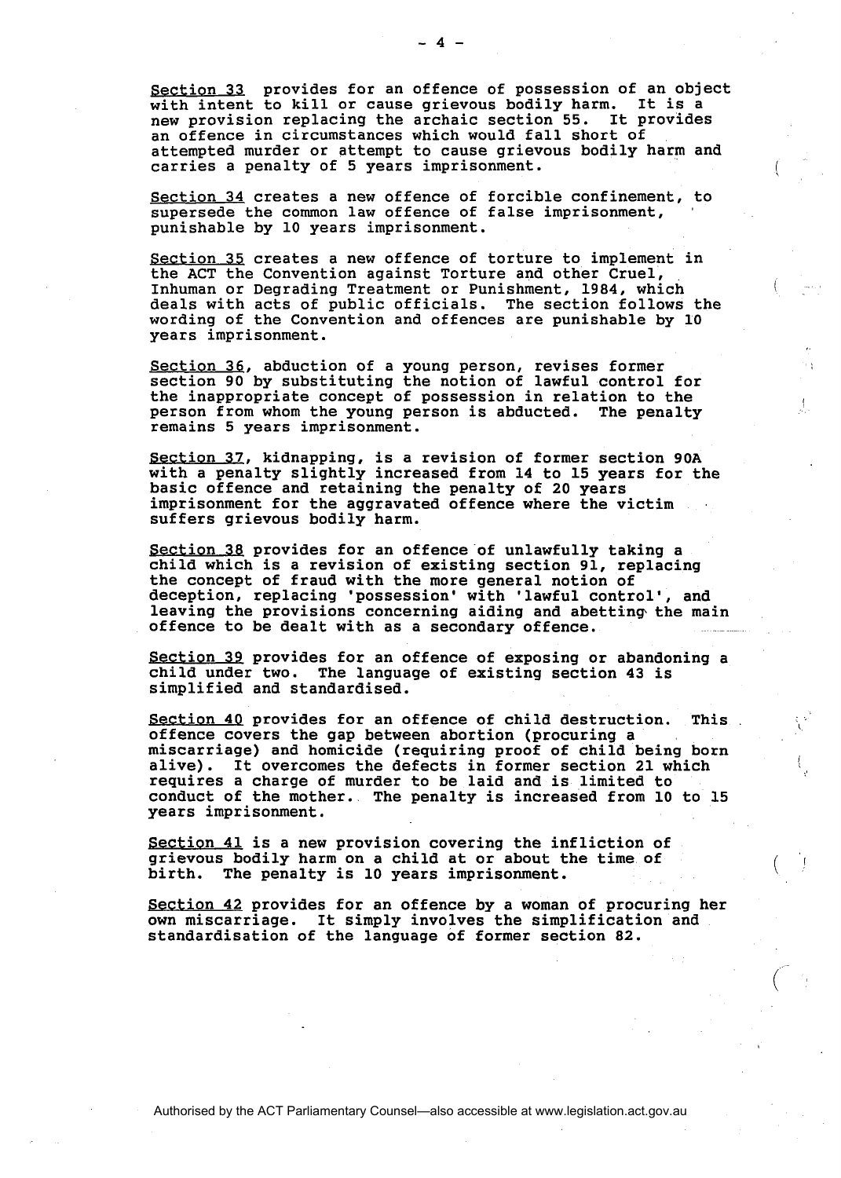<u>Section 33</u> provides for an offence of possession of an object with intent to kill or cause grievous bodily harm. It is a new provision replacing the archaic section 55. It provides an offence in circumstances which would fall short of attempted murder or attempt to cause grievous bodily harm and carries a penalty of 5 years imprisonment.

<u>Section 34</u> creates a new offence of forcible confinement, to supersede the common law offence of false imprisonment, punishable by 10 years imprisonment.

<u>Section 35</u> creates a new offence of torture to implement in the ACT the Convention against Torture and other Cruel, Inhuman or Degrading Treatment or Punishment, 1984, which deals with acts of public officials. The section follows the wording of the Convention and offences are punishable by 10 years imprisonment.

<u>Section 36</u>, abduction of a young person, revises former section 90 by substituting the notion of lawful control for the inappropriate concept of possession in relation to the person from whom the young person is abducted. The penalty remains 5 years imprisonment.

<u>Section 37</u>, kidnapping, is a revision of former section 90A with a penalty slightly increased from 14 to 15 years for the basic offence and retaining the penalty of 20 years imprisonment for the aggravated offence where the victim suffers grievous bodily harm.

<u>Section 38</u> provides for an offence of unlawfully taking a child which is a revision of existing section 91, replacing the concept of fraud with the more general notion of deception, replacing 'possession' with 'lawful control', and leaving the provisions concerning aiding and abetting the main offence to be dealt with as a secondary offence.

<u>Section 39</u> provides for an offence of exposing or abandoning a child under two. The language of existing section 43 is simplified and standardised.

<u>Section 40</u> provides for an offence of child destruction. This offence covers the gap between abortion (procuring a miscarriage) and homicide (requiring proof of child being born alive). It overcomes the defects in former section 21 which requires a charge of murder to be laid and is limited to conduct of the mother. The penalty is increased from 10 to 15 years imprisonment.

<u>Section 41</u> is a new provision covering the infliction of grievous bodily harm on a child at or about the time of birth. The penalty is 10 years imprisonment.

<u>Section 42</u> provides for an offence by a woman of procuring her own miscarriage. It simply involves the simplification and standardisation of the language of former section 82.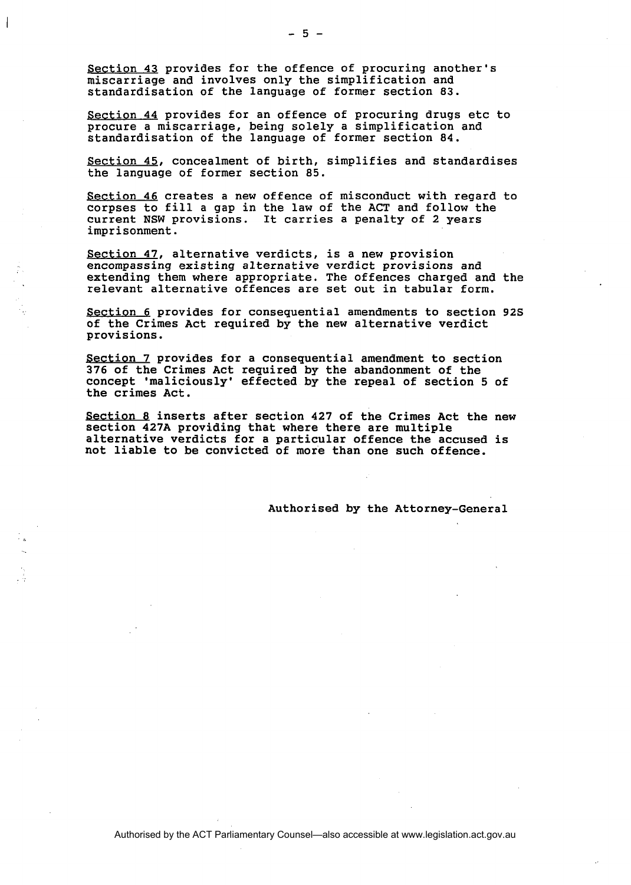Section 43 provides for the offence of procuring another's miscarriage and involves only the simplification and standardisation of the language of former section 83.

Section 44 provides for an offence of procuring drugs etc to procure a miscarriage, being solely a simplification and standardisation of the language of former section 84.

Section 45, concealment of birth, simplifies and standardises the language of former section 85.

Section 46 creates a new offence of misconduct with regard to corpses to fill a gap in the law of the ACT and follow the current NSW provisions. It carries a penalty of 2 years imprisonment.

Section 47, alternative verdicts, is a new provision encompassing existing alternative verdict provisions and extending them where appropriate. The offences charged and the relevant alternative offences are set out in tabular form.

Section 6 provides for consequential amendments to section 92S of the Crimes Act required by the new alternative verdict provisions.

Section 7 provides for a consequential amendment to section 376 of the Crimes Act required by the abandonment of the concept 'maliciously' effected by the repeal of section 5 of the crimes Act.

Section 8 inserts after section 427 of the Crimes Act the new section 427A providing that where there are multiple alternative verdicts for a particular offence the accused is not liable to be convicted of more than one such offence.

Authorised by the Attorney-General